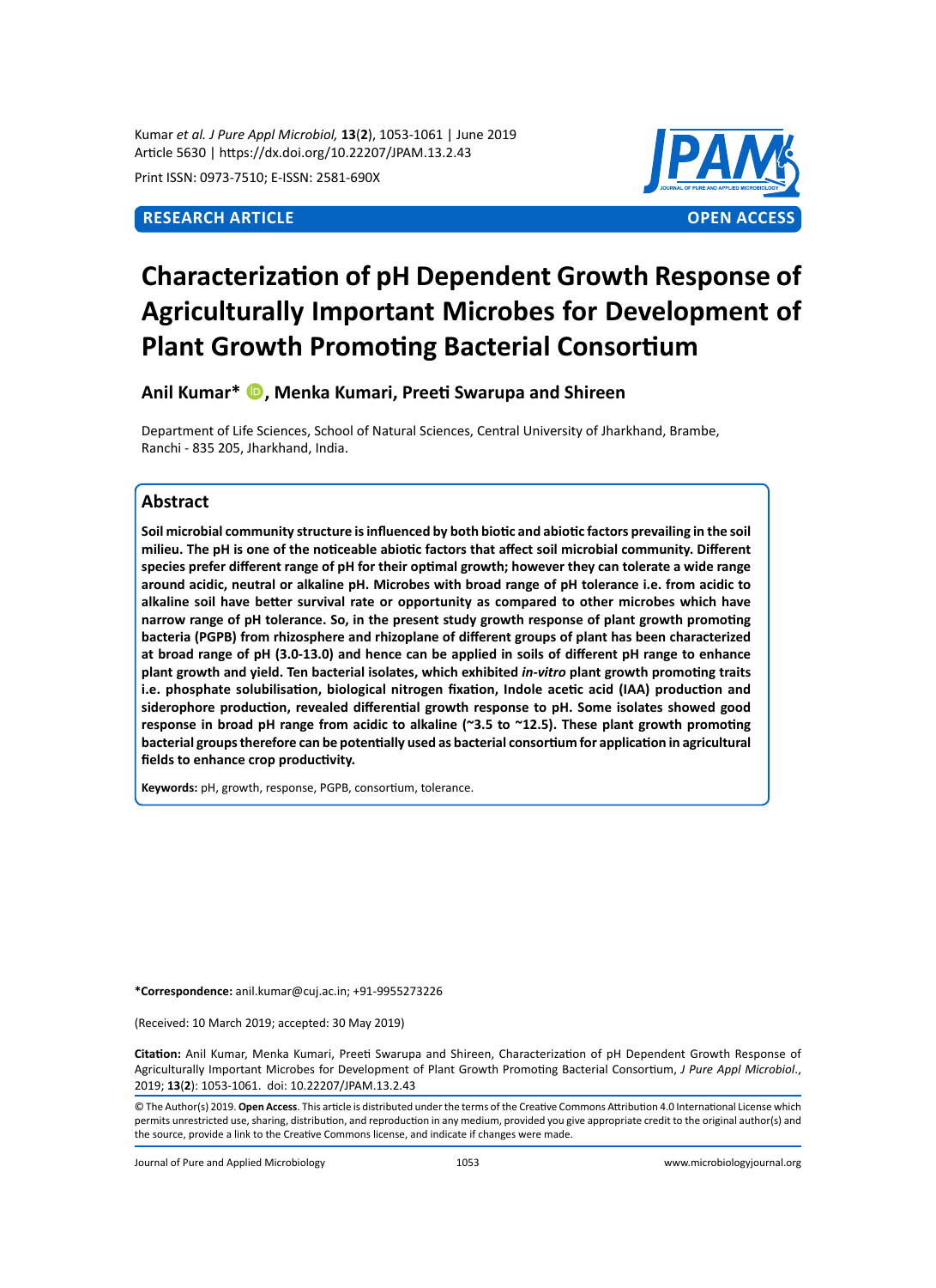**RESEARCH ARTICLE** **OPEN ACCESS**

# Characterization of pH Dependent Growth Response of Agriculturally Important Microbes for Development of Plant Growth Promoting Bacterial Consortium

**Anil Kumar*, Menka Kumari, Preeti Swarupa and Shireen**

Department of Life Sciences, School of Natural Sciences, Central University of Jharkhand, Brambe, Ranchi - 835 205, Jharkhand, India.

## Abstract

**Soil microbial community structure is influenced by both biotic and abiotic factors prevailing in the soil milieu. The pH is one of the noticeable abiotic factors that affect soil microbial community. Different species prefer different range of pH for their optimal growth; however they can tolerate a wide range around acidic, neutral or alkaline pH. Microbes with broad range of pH tolerance i.e. from acidic to alkaline soil have better survival rate or opportunity as compared to other microbes which have narrow range of pH tolerance. So, in the present study growth response of plant growth promoting bacteria (PGPB) from rhizosphere and rhizoplane of different groups of plant has been characterized at broad range of pH (3.0-13.0) and hence can be applied in soils of different pH range to enhance plant growth and yield. Ten bacterial isolates, which exhibited *in-vitro* plant growth promoting traits i.e. phosphate solubilisation, biological nitrogen fixation, Indole acetic acid (IAA) production and siderophore production, revealed differential growth response to pH. Some isolates showed good response in broad pH range from acidic to alkaline (~3.5 to ~12.5). These plant growth promoting bacterial groups therefore can be potentially used as bacterial consortium for application in agricultural fields to enhance crop productivity.**

**Keywords:** pH, growth, response, PGPB, consortium, tolerance.

***Correspondence:** anil.kumar@cuj.ac.in; +91-9955273226

(Received: 10 March 2019; accepted: 30 May 2019)

**Citation:** Anil Kumar, Menka Kumari, Preeti Swarupa and Shireen, Characterization of pH Dependent Growth Response of Agriculturally Important Microbes for Development of Plant Growth Promoting Bacterial Consortium, *J Pure Appl Microbiol.*, 2019; **13**(**2**): 1053-1061. doi: 10.22207/JPAM.13.2.43

© The Author(s) 2019. **Open Access**. This article is distributed under the terms of the Creative Commons Attribution 4.0 International License which permits unrestricted use, sharing, distribution, and reproduction in any medium, provided you give appropriate credit to the original author(s) and the source, provide a link to the Creative Commons license, and indicate if changes were made.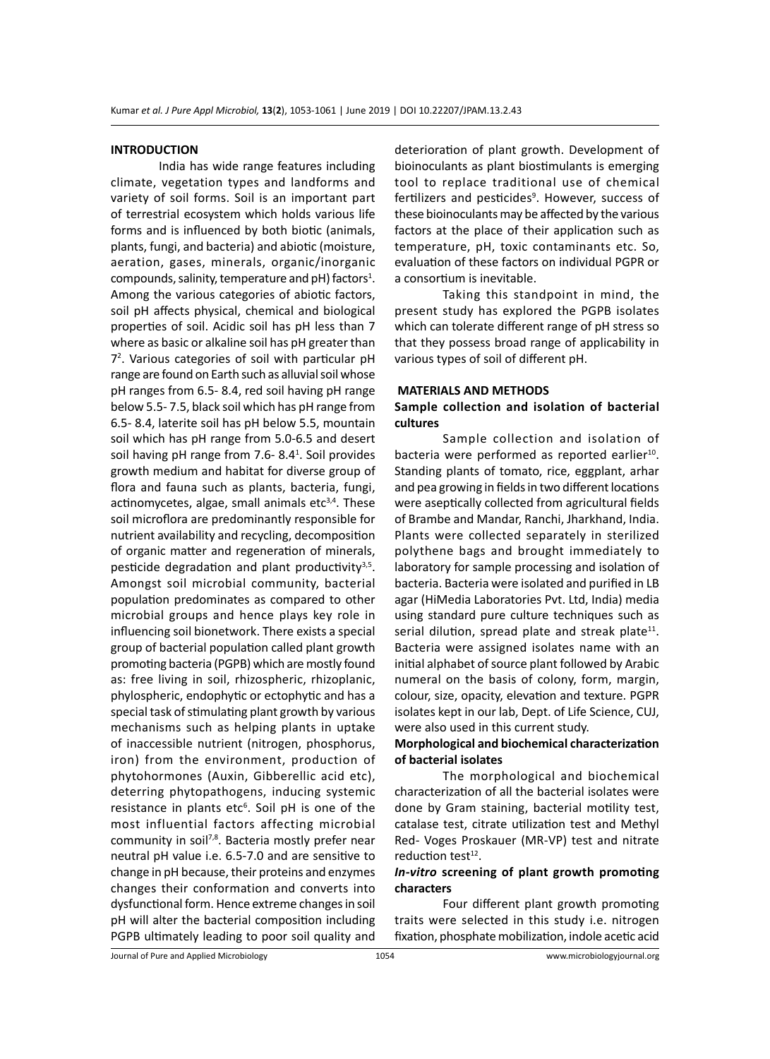## INTRODUCTION

India has wide range features including climate, vegetation types and landforms and variety of soil forms. Soil is an important part of terrestrial ecosystem which holds various life forms and is influenced by both biotic (animals, plants, fungi, and bacteria) and abiotic (moisture, aeration, gases, minerals, organic/inorganic compounds, salinity, temperature and pH) factors[1]. Among the various categories of abiotic factors, soil pH affects physical, chemical and biological properties of soil. Acidic soil has pH less than 7 where as basic or alkaline soil has pH greater than 7[2]. Various categories of soil with particular pH range are found on Earth such as alluvial soil whose pH ranges from 6.5- 8.4, red soil having pH range below 5.5- 7.5, black soil which has pH range from 6.5- 8.4, laterite soil has pH below 5.5, mountain soil which has pH range from 5.0-6.5 and desert soil having pH range from 7.6- 8.4[1]. Soil provides growth medium and habitat for diverse group of flora and fauna such as plants, bacteria, fungi, actinomycetes, algae, small animals etc[3,4]. These soil microflora are predominantly responsible for nutrient availability and recycling, decomposition of organic matter and regeneration of minerals, pesticide degradation and plant productivity[3,5]. Amongst soil microbial community, bacterial population predominates as compared to other microbial groups and hence plays key role in influencing soil bionetwork. There exists a special group of bacterial population called plant growth promoting bacteria (PGPB) which are mostly found as: free living in soil, rhizospheric, rhizoplanic, phylospheric, endophytic or ectophytic and has a special task of stimulating plant growth by various mechanisms such as helping plants in uptake of inaccessible nutrient (nitrogen, phosphorus, iron) from the environment, production of phytohormones (Auxin, Gibberellic acid etc), deterring phytopathogens, inducing systemic resistance in plants etc[6]. Soil pH is one of the most influential factors affecting microbial community in soil[7,8]. Bacteria mostly prefer near neutral pH value i.e. 6.5-7.0 and are sensitive to change in pH because, their proteins and enzymes changes their conformation and converts into dysfunctional form. Hence extreme changes in soil pH will alter the bacterial composition including PGPB ultimately leading to poor soil quality and deterioration of plant growth. Development of bioinoculants as plant biostimulants is emerging tool to replace traditional use of chemical fertilizers and pesticides[9]. However, success of these bioinoculants may be affected by the various factors at the place of their application such as temperature, pH, toxic contaminants etc. So, evaluation of these factors on individual PGPR or a consortium is inevitable.

Taking this standpoint in mind, the present study has explored the PGPB isolates which can tolerate different range of pH stress so that they possess broad range of applicability in various types of soil of different pH.

## MATERIALS AND METHODS

### Sample collection and isolation of bacterial cultures

Sample collection and isolation of bacteria were performed as reported earlier[10]. Standing plants of tomato, rice, eggplant, arhar and pea growing in fields in two different locations were aseptically collected from agricultural fields of Brambe and Mandar, Ranchi, Jharkhand, India. Plants were collected separately in sterilized polythene bags and brought immediately to laboratory for sample processing and isolation of bacteria. Bacteria were isolated and purified in LB agar (HiMedia Laboratories Pvt. Ltd, India) media using standard pure culture techniques such as serial dilution, spread plate and streak plate[11]. Bacteria were assigned isolates name with an initial alphabet of source plant followed by Arabic numeral on the basis of colony, form, margin, colour, size, opacity, elevation and texture. PGPR isolates kept in our lab, Dept. of Life Science, CUJ, were also used in this current study.

### Morphological and biochemical characterization of bacterial isolates

The morphological and biochemical characterization of all the bacterial isolates were done by Gram staining, bacterial motility test, catalase test, citrate utilization test and Methyl Red- Voges Proskauer (MR-VP) test and nitrate reduction test[12].

### *In-vitro* screening of plant growth promoting characters

Four different plant growth promoting traits were selected in this study i.e. nitrogen fixation, phosphate mobilization, indole acetic acid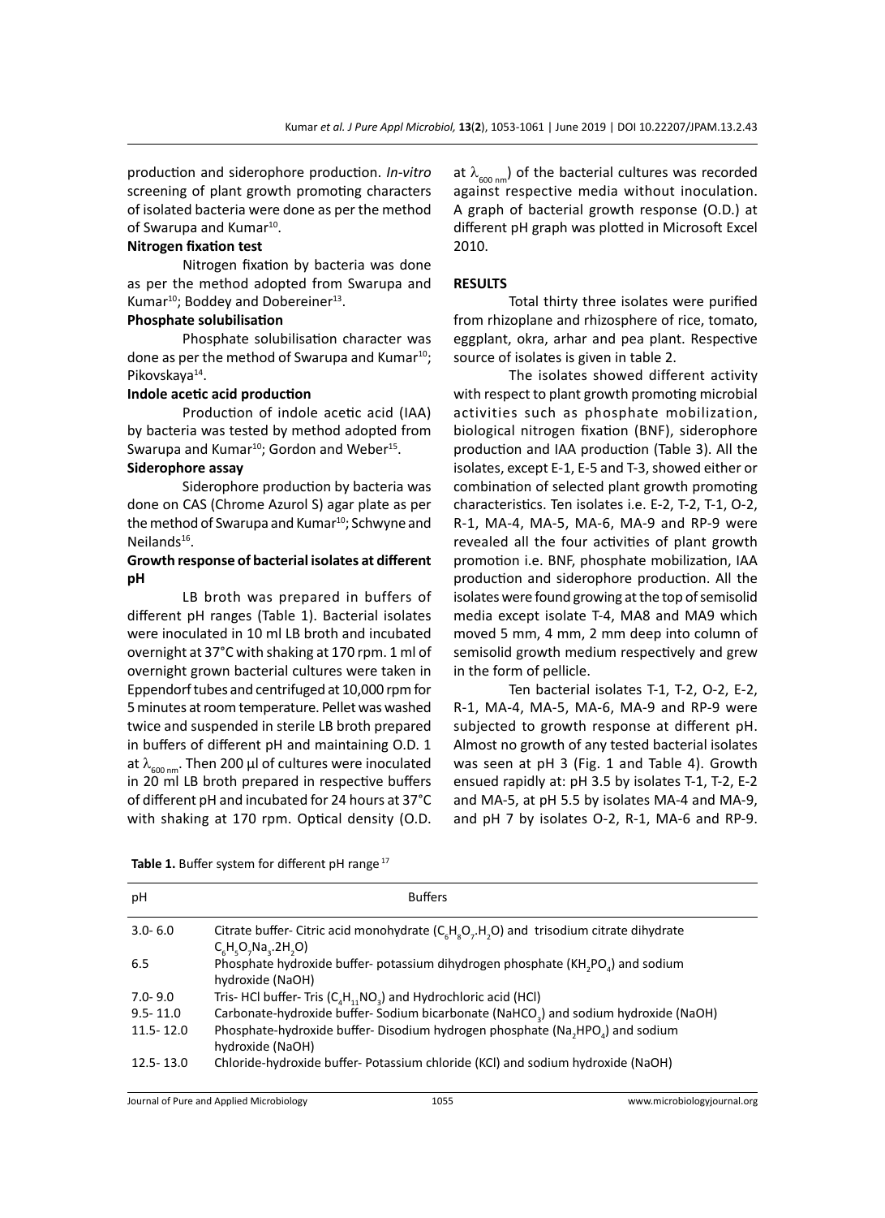production and siderophore production. *In-vitro* screening of plant growth promoting characters of isolated bacteria were done as per the method of Swarupa and Kumar[10].

**Nitrogen fixation test**

Nitrogen fixation by bacteria was done as per the method adopted from Swarupa and Kumar[10]; Boddey and Dobereiner[13].

**Phosphate solubilisation**

Phosphate solubilisation character was done as per the method of Swarupa and Kumar[10]; Pikovskaya[14].

**Indole acetic acid production**

Production of indole acetic acid (IAA) by bacteria was tested by method adopted from Swarupa and Kumar[10]; Gordon and Weber[15].

**Siderophore assay**

Siderophore production by bacteria was done on CAS (Chrome Azurol S) agar plate as per the method of Swarupa and Kumar[10]; Schwyne and Neilands[16].

**Growth response of bacterial isolates at different pH**

LB broth was prepared in buffers of different pH ranges (Table 1). Bacterial isolates were inoculated in 10 ml LB broth and incubated overnight at 37°C with shaking at 170 rpm. 1 ml of overnight grown bacterial cultures were taken in Eppendorf tubes and centrifuged at 10,000 rpm for 5 minutes at room temperature. Pellet was washed twice and suspended in sterile LB broth prepared in buffers of different pH and maintaining O.D. 1 at $\lambda_{600\ nm}$. Then 200 µl of cultures were inoculated in 20 ml LB broth prepared in respective buffers of different pH and incubated for 24 hours at 37°C with shaking at 170 rpm. Optical density (O.D. at $\lambda_{600\ nm}$) of the bacterial cultures was recorded against respective media without inoculation. A graph of bacterial growth response (O.D.) at different pH graph was plotted in Microsoft Excel 2010.

## RESULTS

Total thirty three isolates were purified from rhizoplane and rhizosphere of rice, tomato, eggplant, okra, arhar and pea plant. Respective source of isolates is given in table 2.

The isolates showed different activity with respect to plant growth promoting microbial activities such as phosphate mobilization, biological nitrogen fixation (BNF), siderophore production and IAA production (Table 3). All the isolates, except E-1, E-5 and T-3, showed either or combination of selected plant growth promoting characteristics. Ten isolates i.e. E-2, T-2, T-1, O-2, R-1, MA-4, MA-5, MA-6, MA-9 and RP-9 were revealed all the four activities of plant growth promotion i.e. BNF, phosphate mobilization, IAA production and siderophore production. All the isolates were found growing at the top of semisolid media except isolate T-4, MA8 and MA9 which moved 5 mm, 4 mm, 2 mm deep into column of semisolid growth medium respectively and grew in the form of pellicle.

Ten bacterial isolates T-1, T-2, O-2, E-2, R-1, MA-4, MA-5, MA-6, MA-9 and RP-9 were subjected to growth response at different pH. Almost no growth of any tested bacterial isolates was seen at pH 3 (Fig. 1 and Table 4). Growth ensued rapidly at: pH 3.5 by isolates T-1, T-2, E-2 and MA-5, at pH 5.5 by isolates MA-4 and MA-9, and pH 7 by isolates O-2, R-1, MA-6 and RP-9.

**Table 1.** Buffer system for different pH range [17]

| pH | Buffers |
|---|---|
| 3.0- 6.0 | Citrate buffer- Citric acid monohydrate ($C_6H_8O_7.H_2O$) and trisodium citrate dihydrate $C_6H_5O_7Na_3.2H_2O$) |
| 6.5 | Phosphate hydroxide buffer- potassium dihydrogen phosphate ($KH_2PO_4$) and sodium hydroxide (NaOH) |
| 7.0- 9.0 | Tris- HCl buffer- Tris ($C_4H_{11}NO_3$) and Hydrochloric acid (HCl) |
| 9.5- 11.0 | Carbonate-hydroxide buffer- Sodium bicarbonate ($NaHCO_3$) and sodium hydroxide (NaOH) |
| 11.5- 12.0 | Phosphate-hydroxide buffer- Disodium hydrogen phosphate ($Na_2HPO_4$) and sodium hydroxide (NaOH) |
| 12.5- 13.0 | Chloride-hydroxide buffer- Potassium chloride (KCl) and sodium hydroxide (NaOH) |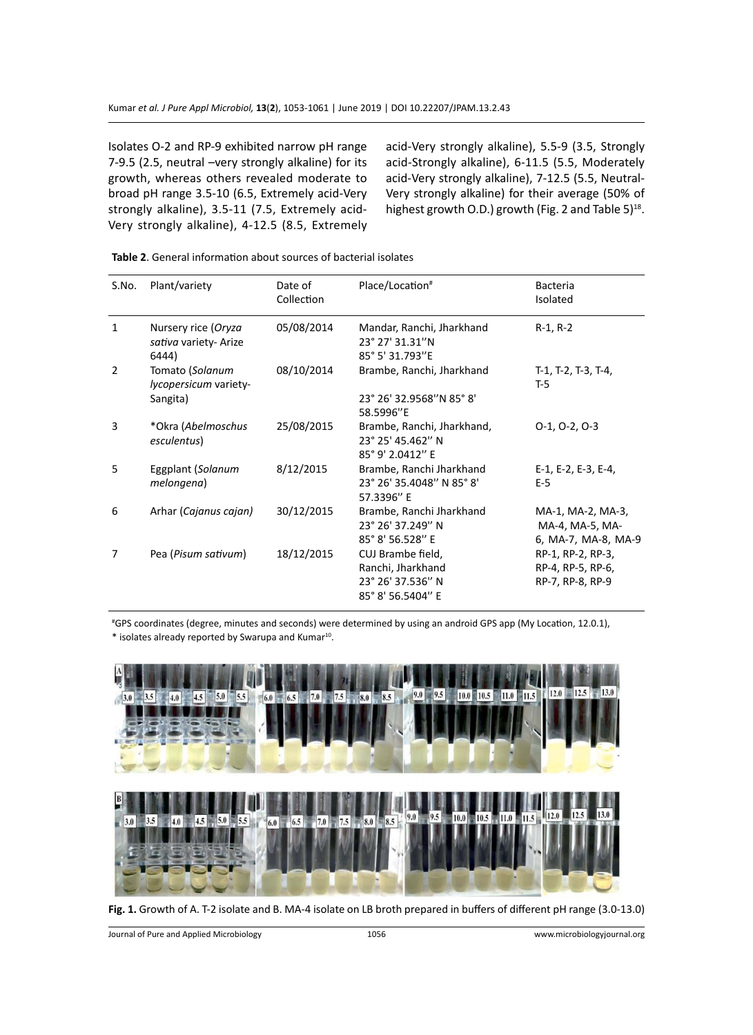Isolates O-2 and RP-9 exhibited narrow pH range 7-9.5 (2.5, neutral –very strongly alkaline) for its growth, whereas others revealed moderate to broad pH range 3.5-10 (6.5, Extremely acid-Very strongly alkaline), 3.5-11 (7.5, Extremely acid-Very strongly alkaline), 4-12.5 (8.5, Extremely acid-Very strongly alkaline), 5.5-9 (3.5, Strongly acid-Strongly alkaline), 6-11.5 (5.5, Moderately acid-Very strongly alkaline), 7-12.5 (5.5, Neutral-Very strongly alkaline) for their average (50% of highest growth O.D.) growth (Fig. 2 and Table 5)[18].

**Table 2**. General information about sources of bacterial isolates

| S.No. | Plant/variety | Date of Collection | Place/Location[#] | Bacteria Isolated |
|---|---|---|---|---|
| 1 | Nursery rice (*Oryza sativa* variety- Arize 6444) | 05/08/2014 | Mandar, Ranchi, Jharkhand 23° 27' 31.31''N 85° 5' 31.793''E | R-1, R-2 |
| 2 | Tomato (*Solanum lycopersicum* variety- Sangita) | 08/10/2014 | Brambe, Ranchi, Jharkhand 23° 26' 32.9568''N 85° 8' 58.5996''E | T-1, T-2, T-3, T-4, T-5 |
| 3 | *Okra (*Abelmoschus esculentus*) | 25/08/2015 | Brambe, Ranchi, Jharkhand, 23° 25' 45.462'' N 85° 9' 2.0412'' E | O-1, O-2, O-3 |
| 5 | Eggplant (*Solanum melongena*) | 8/12/2015 | Brambe, Ranchi Jharkhand 23° 26' 35.4048'' N 85° 8' 57.3396'' E | E-1, E-2, E-3, E-4, E-5 |
| 6 | Arhar (*Cajanus cajan*) | 30/12/2015 | Brambe, Ranchi Jharkhand 23° 26' 37.249'' N 85° 8' 56.528'' E | MA-1, MA-2, MA-3, MA-4, MA-5, MA-6, MA-7, MA-8, MA-9 |
| 7 | Pea (*Pisum sativum*) | 18/12/2015 | CUJ Brambe field, Ranchi, Jharkhand 23° 26' 37.536'' N 85° 8' 56.5404'' E | RP-1, RP-2, RP-3, RP-4, RP-5, RP-6, RP-7, RP-8, RP-9 |

[#]GPS coordinates (degree, minutes and seconds) were determined by using an android GPS app (My Location, 12.0.1),
* isolates already reported by Swarupa and Kumar[10].

**Fig. 1.** Growth of A. T-2 isolate and B. MA-4 isolate on LB broth prepared in buffers of different pH range (3.0-13.0)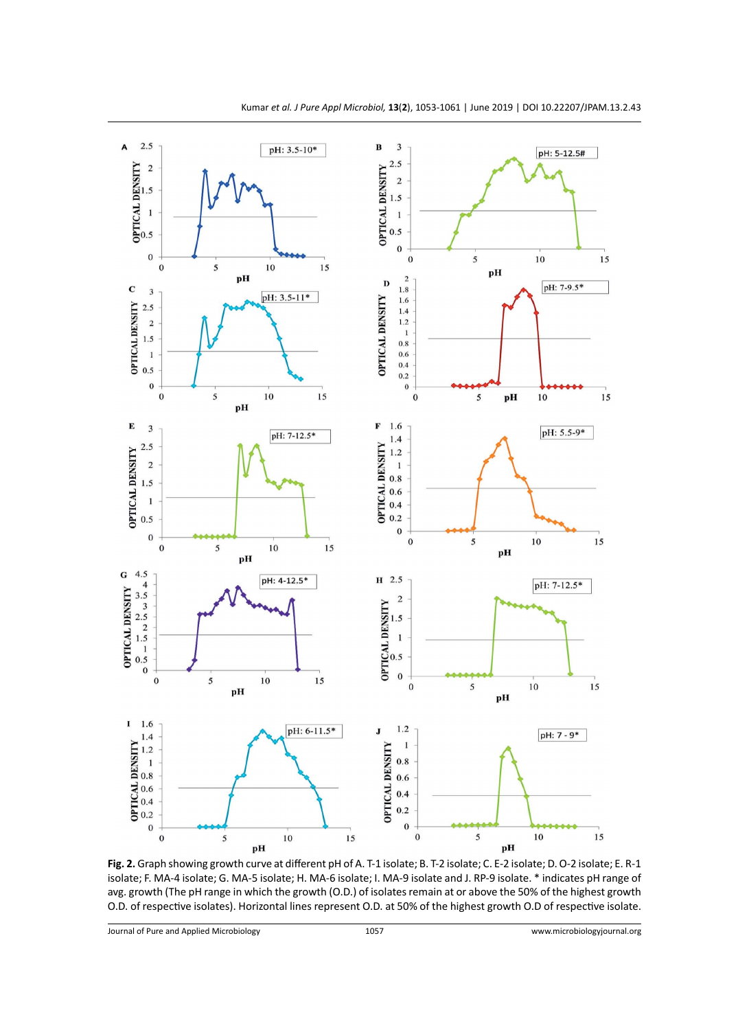**Fig. 2.** Graph showing growth curve at different pH of A. T-1 isolate; B. T-2 isolate; C. E-2 isolate; D. O-2 isolate; E. R-1 isolate; F. MA-4 isolate; G. MA-5 isolate; H. MA-6 isolate; I. MA-9 isolate and J. RP-9 isolate. * indicates pH range of avg. growth (The pH range in which the growth (O.D.) of isolates remain at or above the 50% of the highest growth O.D. of respective isolates). Horizontal lines represent O.D. at 50% of the highest growth O.D of respective isolate.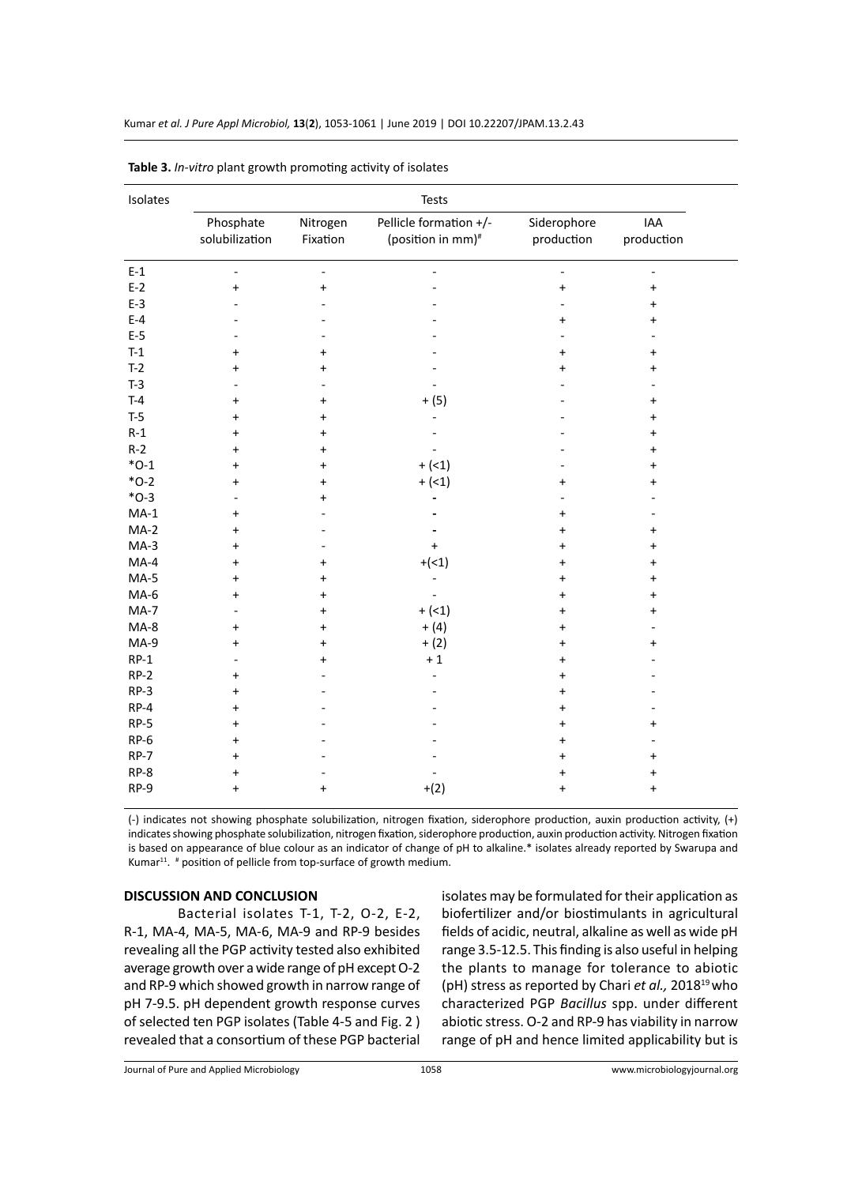**Table 3.** *In-vitro* plant growth promoting activity of isolates

| Isolates | Tests | | | | |
|---|---|---|---|---|---|
| | Phosphate solubilization | Nitrogen Fixation | Pellicle formation +/- (position in mm)[#] | Siderophore production | IAA production |
| E-1 | - | - | - | - | - |
| E-2 | + | + | - | + | + |
| E-3 | - | - | - | - | + |
| E-4 | - | - | - | + | + |
| E-5 | - | - | - | - | - |
| T-1 | + | + | - | + | + |
| T-2 | + | + | - | + | + |
| T-3 | - | - | - | - | - |
| T-4 | + | + | + (5) | - | + |
| T-5 | + | + | - | - | + |
| R-1 | + | + | - | - | + |
| R-2 | + | + | - | - | + |
| *O-1 | + | + | + (<1) | - | + |
| *O-2 | + | + | + (<1) | + | + |
| *O-3 | - | + | - | - | - |
| MA-1 | + | - | - | + | - |
| MA-2 | + | - | - | + | + |
| MA-3 | + | - | + | + | + |
| MA-4 | + | + | +(<1) | + | + |
| MA-5 | + | + | - | + | + |
| MA-6 | + | + | - | + | + |
| MA-7 | - | + | + (<1) | + | + |
| MA-8 | + | + | + (4) | + | - |
| MA-9 | + | + | + (2) | + | + |
| RP-1 | - | + | + 1 | + | - |
| RP-2 | + | - | - | + | - |
| RP-3 | + | - | - | + | - |
| RP-4 | + | - | - | + | - |
| RP-5 | + | - | - | + | + |
| RP-6 | + | - | - | + | - |
| RP-7 | + | - | - | + | + |
| RP-8 | + | - | - | + | + |
| RP-9 | + | + | +(2) | + | + |

(-) indicates not showing phosphate solubilization, nitrogen fixation, siderophore production, auxin production activity, (+) indicates showing phosphate solubilization, nitrogen fixation, siderophore production, auxin production activity. Nitrogen fixation is based on appearance of blue colour as an indicator of change of pH to alkaline.* isolates already reported by Swarupa and Kumar[11]. [#] position of pellicle from top-surface of growth medium.

## DISCUSSION AND CONCLUSION

Bacterial isolates T-1, T-2, O-2, E-2, R-1, MA-4, MA-5, MA-6, MA-9 and RP-9 besides revealing all the PGP activity tested also exhibited average growth over a wide range of pH except O-2 and RP-9 which showed growth in narrow range of pH 7-9.5. pH dependent growth response curves of selected ten PGP isolates (Table 4-5 and Fig. 2 ) revealed that a consortium of these PGP bacterial isolates may be formulated for their application as biofertilizer and/or biostimulants in agricultural fields of acidic, neutral, alkaline as well as wide pH range 3.5-12.5. This finding is also useful in helping the plants to manage for tolerance to abiotic (pH) stress as reported by Chari *et al.,* 2018[19] who characterized PGP *Bacillus* spp. under different abiotic stress. O-2 and RP-9 has viability in narrow range of pH and hence limited applicability but is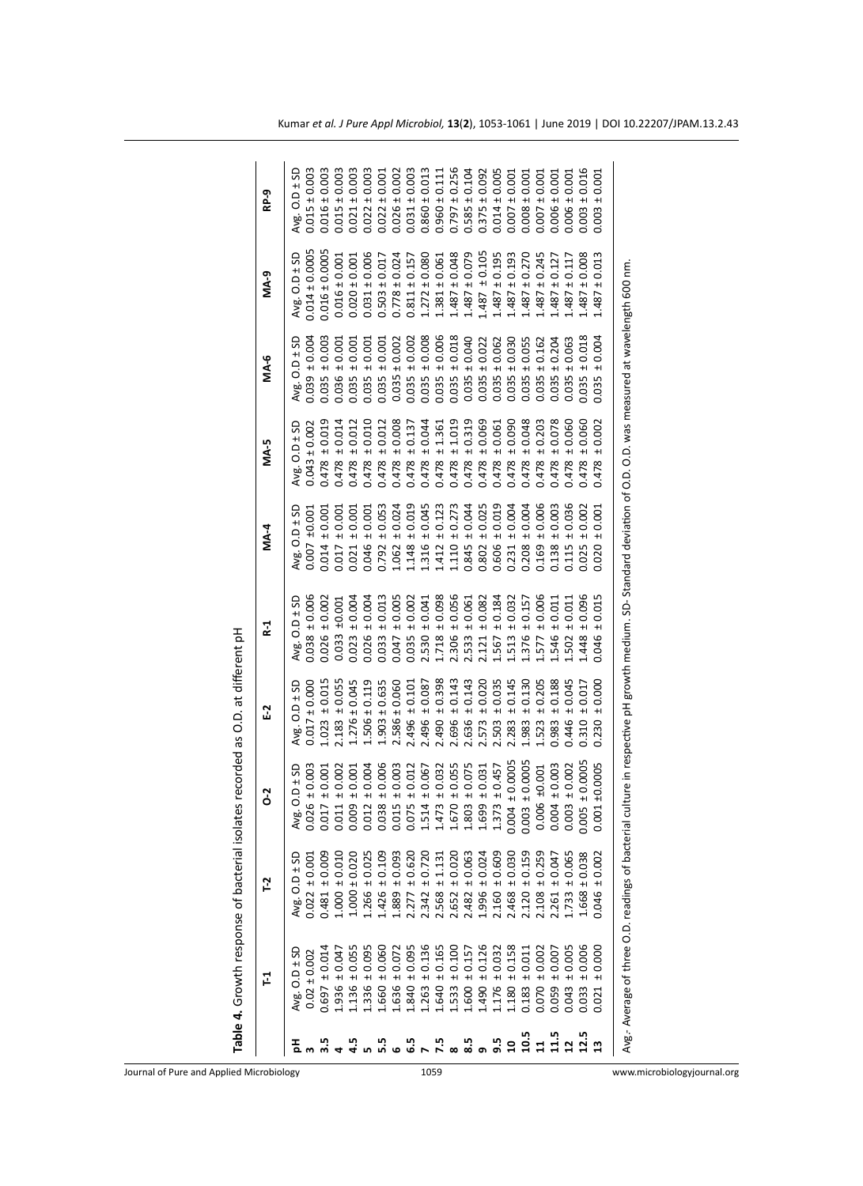**Table 4.** Growth response of bacterial isolates recorded as O.D. at different pH

| pH | T-1 | T-2 | O-2 | E-2 | R-1 | MA-4 | MA-5 | MA-6 | MA-9 | RP-9 |
|---|---|---|---|---|---|---|---|---|---|---|
| | Avg. O.D ± SD | Avg. O.D ± SD | Avg. O.D ± SD | Avg. O.D ± SD | Avg. O.D ± SD | Avg. O.D ± SD | Avg. O.D ± SD | Avg. O.D ± SD | Avg. O.D ± SD | Avg. O.D ± SD |
| **3** | 0.02 ± 0.002 | 0.022 ± 0.001 | 0.026 ± 0.003 | 0.017 ± 0.000 | 0.038 ± 0.006 | 0.007 ±0.001 | 0.043 ± 0.002 | 0.039 ± 0.004 | 0.014 ± 0.0005 | 0.015 ± 0.003 |
| **3.5** | 0.697 ± 0.014 | 0.481 ± 0.009 | 0.017 ± 0.001 | 1.023 ± 0.015 | 0.026 ± 0.002 | 0.014 ± 0.001 | 0.478 ± 0.019 | 0.035 ± 0.003 | 0.016 ± 0.0005 | 0.016 ± 0.003 |
| **4** | 1.936 ± 0.047 | 1.000 ± 0.010 | 0.011 ± 0.002 | 2.183 ± 0.055 | 0.033 ±0.001 | 0.017 ± 0.001 | 0.478 ± 0.014 | 0.036 ± 0.001 | 0.016 ± 0.001 | 0.015 ± 0.003 |
| **4.5** | 1.136 ± 0.055 | 1.000 ± 0.020 | 0.009 ± 0.001 | 1.276 ± 0.045 | 0.023 ± 0.004 | 0.021 ± 0.001 | 0.478 ± 0.012 | 0.035 ± 0.001 | 0.020 ± 0.001 | 0.021 ± 0.003 |
| **5** | 1.336 ± 0.095 | 1.266 ± 0.025 | 0.012 ± 0.004 | 1.506 ± 0.119 | 0.026 ± 0.004 | 0.046 ± 0.001 | 0.478 ± 0.010 | 0.035 ± 0.001 | 0.031 ± 0.006 | 0.022 ± 0.003 |
| **5.5** | 1.660 ± 0.060 | 1.426 ± 0.109 | 0.038 ± 0.006 | 1.903 ± 0.635 | 0.033 ± 0.013 | 0.792 ± 0.053 | 0.478 ± 0.012 | 0.035 ± 0.001 | 0.503 ± 0.017 | 0.022 ± 0.001 |
| **6** | 1.636 ± 0.072 | 1.889 ± 0.093 | 0.015 ± 0.003 | 2.586 ± 0.060 | 0.047 ± 0.005 | 1.062 ± 0.024 | 0.478 ± 0.008 | 0.035 ± 0.002 | 0.778 ± 0.024 | 0.026 ± 0.002 |
| **6.5** | 1.840 ± 0.095 | 2.277 ± 0.620 | 0.075 ± 0.012 | 2.496 ± 0.101 | 0.035 ± 0.002 | 1.148 ± 0.019 | 0.478 ± 0.137 | 0.035 ± 0.002 | 0.811 ± 0.157 | 0.031 ± 0.003 |
| **7** | 1.263 ± 0.136 | 2.342 ± 0.720 | 1.514 ± 0.067 | 2.496 ± 0.087 | 2.530 ± 0.041 | 1.316 ± 0.045 | 0.478 ± 0.044 | 0.035 ± 0.008 | 1.272 ± 0.080 | 0.860 ± 0.013 |
| **7.5** | 1.640 ± 0.165 | 2.568 ± 1.131 | 1.473 ± 0.032 | 2.490 ± 0.398 | 1.718 ± 0.098 | 1.412 ± 0.123 | 0.478 ± 1.361 | 0.035 ± 0.006 | 1.381 ± 0.061 | 0.960 ± 0.111 |
| **8** | 1.533 ± 0.100 | 2.652 ± 0.020 | 1.670 ± 0.055 | 2.696 ± 0.143 | 2.306 ± 0.056 | 1.110 ± 0.273 | 0.478 ± 1.019 | 0.035 ± 0.018 | 1.487 ± 0.048 | 0.797 ± 0.256 |
| **8.5** | 1.600 ± 0.157 | 2.482 ± 0.063 | 1.803 ± 0.075 | 2.636 ± 0.143 | 2.533 ± 0.061 | 0.845 ± 0.044 | 0.478 ± 0.319 | 0.035 ± 0.040 | 1.487 ± 0.079 | 0.585 ± 0.104 |
| **9** | 1.490 ± 0.126 | 1.996 ± 0.024 | 1.699 ± 0.031 | 2.573 ± 0.020 | 2.121 ± 0.082 | 0.802 ± 0.025 | 0.478 ± 0.069 | 0.035 ± 0.022 | 1.487 ± 0.105 | 0.375 ± 0.092 |
| **9.5** | 1.176 ± 0.032 | 2.160 ± 0.609 | 1.373 ± 0.457 | 2.503 ± 0.035 | 1.567 ± 0.184 | 0.606 ± 0.019 | 0.478 ± 0.061 | 0.035 ± 0.062 | 1.487 ± 0.195 | 0.014 ± 0.005 |
| **10** | 1.180 ± 0.158 | 2.468 ± 0.030 | 0.004 ± 0.0005 | 2.283 ± 0.145 | 1.513 ± 0.032 | 0.231 ± 0.004 | 0.478 ± 0.090 | 0.035 ± 0.030 | 1.487 ± 0.193 | 0.007 ± 0.001 |
| **10.5** | 0.183 ± 0.011 | 2.120 ± 0.159 | 0.003 ± 0.0005 | 1.983 ± 0.130 | 1.376 ± 0.157 | 0.208 ± 0.004 | 0.478 ± 0.048 | 0.035 ± 0.055 | 1.487 ± 0.270 | 0.008 ± 0.001 |
| **11** | 0.070 ± 0.002 | 2.108 ± 0.259 | 0.006 ±0.001 | 1.523 ± 0.205 | 1.577 ± 0.006 | 0.169 ± 0.006 | 0.478 ± 0.203 | 0.035 ± 0.162 | 1.487 ± 0.245 | 0.007 ± 0.001 |
| **11.5** | 0.059 ± 0.007 | 2.261 ± 0.047 | 0.004 ± 0.003 | 0.983 ± 0.188 | 1.546 ± 0.011 | 0.138 ± 0.003 | 0.478 ± 0.078 | 0.035 ± 0.204 | 1.487 ± 0.127 | 0.006 ± 0.001 |
| **12** | 0.043 ± 0.005 | 1.733 ± 0.065 | 0.003 ± 0.002 | 0.446 ± 0.045 | 1.502 ± 0.011 | 0.115 ± 0.036 | 0.478 ± 0.060 | 0.035 ± 0.063 | 1.487 ± 0.117 | 0.006 ± 0.001 |
| **12.5** | 0.033 ± 0.006 | 1.668 ± 0.038 | 0.005 ± 0.0005 | 0.310 ± 0.017 | 1.448 ± 0.096 | 0.025 ± 0.002 | 0.478 ± 0.060 | 0.035 ± 0.018 | 1.487 ± 0.008 | 0.003 ± 0.016 |
| **13** | 0.021 ± 0.000 | 0.046 ± 0.002 | 0.001 ±0.0005 | 0.230 ± 0.000 | 0.046 ± 0.015 | 0.020 ± 0.001 | 0.478 ± 0.002 | 0.035 ± 0.004 | 1.487 ± 0.013 | 0.003 ± 0.001 |

Avg.- Average of three O.D. readings of bacterial culture in respective pH growth medium. SD- Standard deviation of O.D. O.D. was measured at wavelength 600 nm.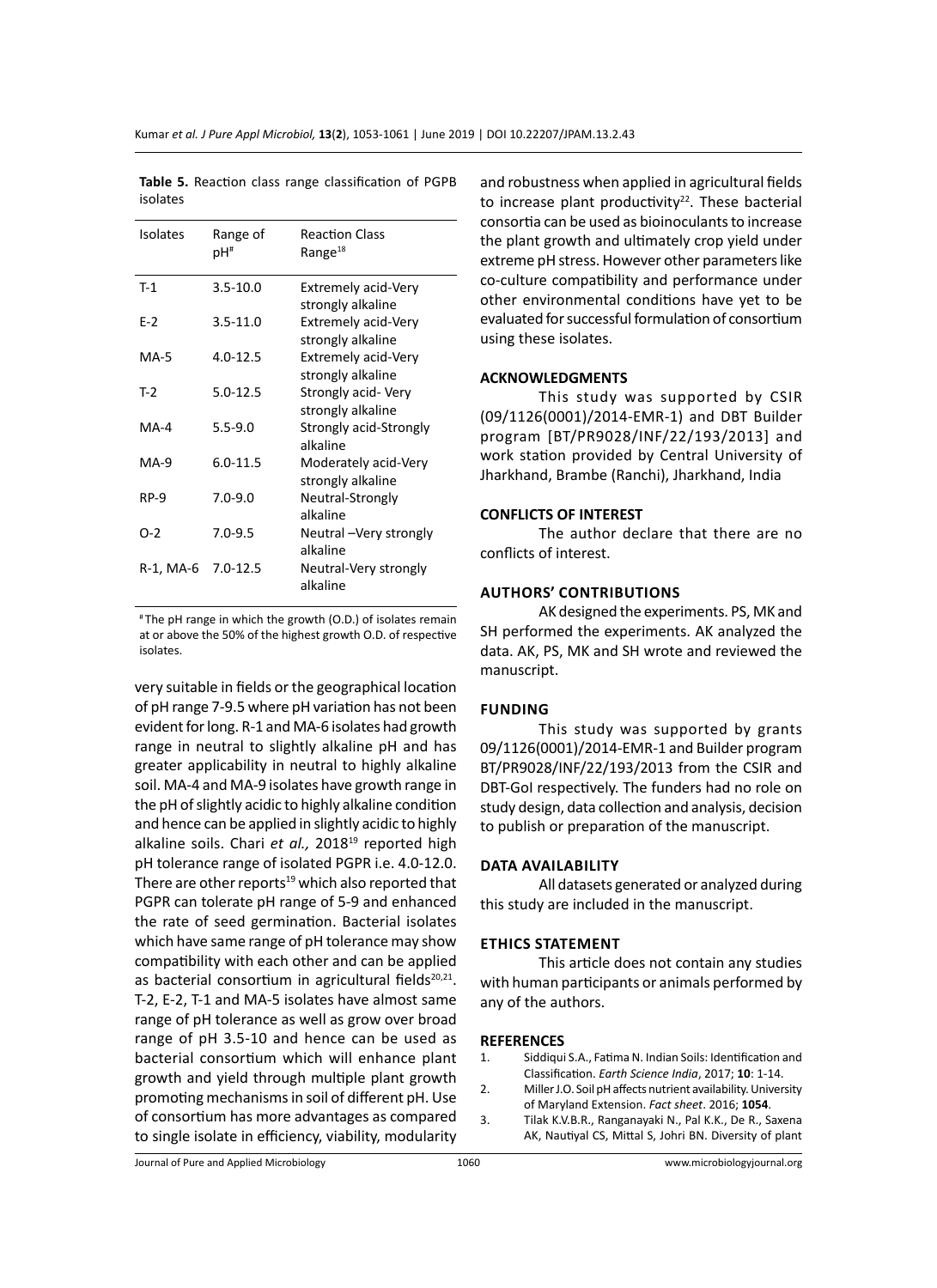**Table 5.** Reaction class range classification of PGPB isolates

| Isolates | Range of pH[#] | Reaction Class Range[18] |
|---|---|---|
| T-1 | 3.5-10.0 | Extremely acid-Very strongly alkaline |
| E-2 | 3.5-11.0 | Extremely acid-Very strongly alkaline |
| MA-5 | 4.0-12.5 | Extremely acid-Very strongly alkaline |
| T-2 | 5.0-12.5 | Strongly acid- Very strongly alkaline |
| MA-4 | 5.5-9.0 | Strongly acid-Strongly alkaline |
| MA-9 | 6.0-11.5 | Moderately acid-Very strongly alkaline |
| RP-9 | 7.0-9.0 | Neutral-Strongly alkaline |
| O-2 | 7.0-9.5 | Neutral –Very strongly alkaline |
| R-1, MA-6 | 7.0-12.5 | Neutral-Very strongly alkaline |

[#] The pH range in which the growth (O.D.) of isolates remain at or above the 50% of the highest growth O.D. of respective isolates.

very suitable in fields or the geographical location of pH range 7-9.5 where pH variation has not been evident for long. R-1 and MA-6 isolates had growth range in neutral to slightly alkaline pH and has greater applicability in neutral to highly alkaline soil. MA-4 and MA-9 isolates have growth range in the pH of slightly acidic to highly alkaline condition and hence can be applied in slightly acidic to highly alkaline soils. Chari *et al.,* 2018[19] reported high pH tolerance range of isolated PGPR i.e. 4.0-12.0. There are other reports[19] which also reported that PGPR can tolerate pH range of 5-9 and enhanced the rate of seed germination. Bacterial isolates which have same range of pH tolerance may show compatibility with each other and can be applied as bacterial consortium in agricultural fields[20,21]. T-2, E-2, T-1 and MA-5 isolates have almost same range of pH tolerance as well as grow over broad range of pH 3.5-10 and hence can be used as bacterial consortium which will enhance plant growth and yield through multiple plant growth promoting mechanisms in soil of different pH. Use of consortium has more advantages as compared to single isolate in efficiency, viability, modularity and robustness when applied in agricultural fields to increase plant productivity[22]. These bacterial consortia can be used as bioinoculants to increase the plant growth and ultimately crop yield under extreme pH stress. However other parameters like co-culture compatibility and performance under other environmental conditions have yet to be evaluated for successful formulation of consortium using these isolates.

## ACKNOWLEDGMENTS

This study was supported by CSIR (09/1126(0001)/2014-EMR-1) and DBT Builder program [BT/PR9028/INF/22/193/2013] and work station provided by Central University of Jharkhand, Brambe (Ranchi), Jharkhand, India

## CONFLICTS OF INTEREST

The author declare that there are no conflicts of interest.

## AUTHORS' CONTRIBUTIONS

AK designed the experiments. PS, MK and SH performed the experiments. AK analyzed the data. AK, PS, MK and SH wrote and reviewed the manuscript.

## FUNDING

This study was supported by grants 09/1126(0001)/2014-EMR-1 and Builder program BT/PR9028/INF/22/193/2013 from the CSIR and DBT-GoI respectively. The funders had no role on study design, data collection and analysis, decision to publish or preparation of the manuscript.

## DATA AVAILABILITY

All datasets generated or analyzed during this study are included in the manuscript.

## ETHICS STATEMENT

This article does not contain any studies with human participants or animals performed by any of the authors.

## REFERENCES

1. Siddiqui S.A., Fatima N. Indian Soils: Identification and Classification. *Earth Science India*, 2017; **10**: 1-14.
2. Miller J.O. Soil pH affects nutrient availability. University of Maryland Extension. *Fact sheet*. 2016; **1054**.
3. Tilak K.V.B.R., Ranganayaki N., Pal K.K., De R., Saxena AK, Nautiyal CS, Mittal S, Johri BN. Diversity of plant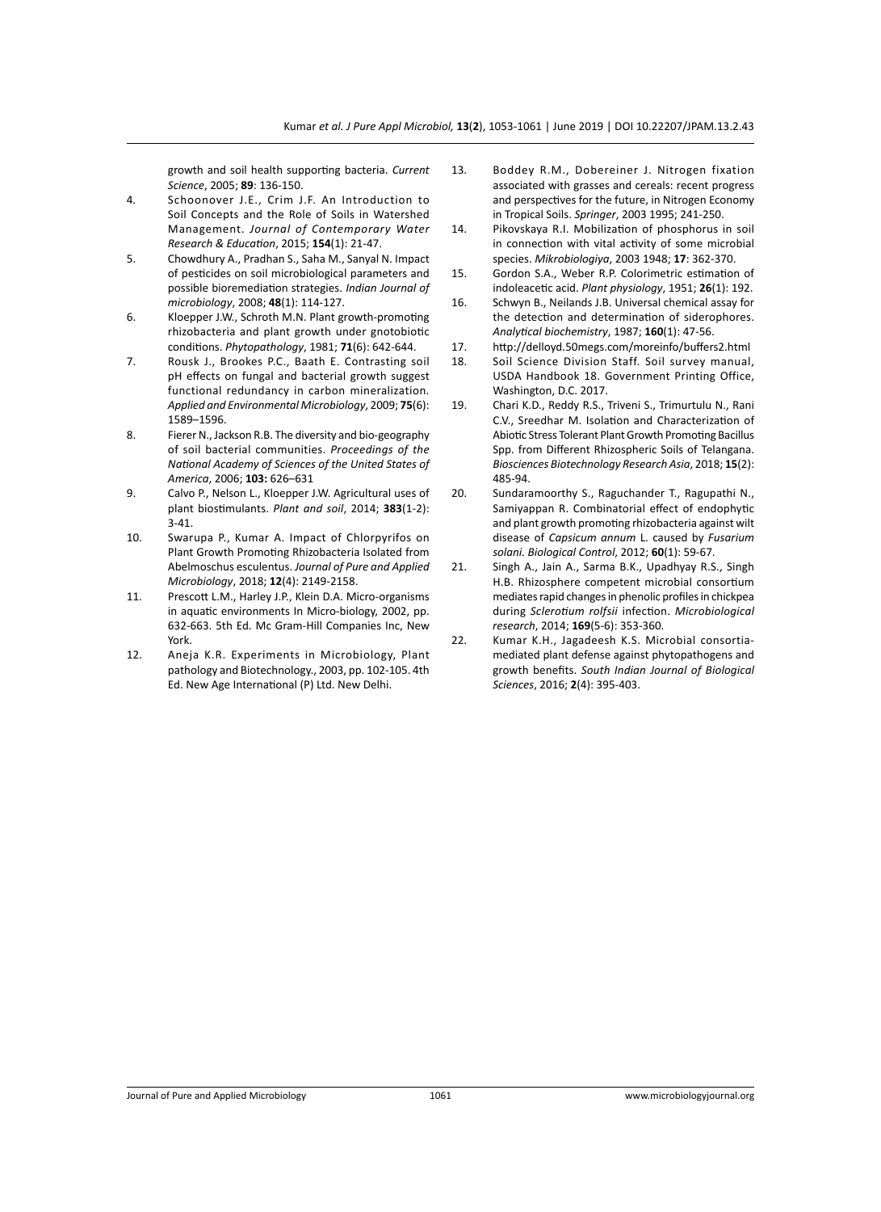growth and soil health supporting bacteria. *Current Science*, 2005; **89**: 136-150.

4. Schoonover J.E., Crim J.F. An Introduction to Soil Concepts and the Role of Soils in Watershed Management. *Journal of Contemporary Water Research & Education*, 2015; **154**(1): 21-47.
5. Chowdhury A., Pradhan S., Saha M., Sanyal N. Impact of pesticides on soil microbiological parameters and possible bioremediation strategies. *Indian Journal of microbiology*, 2008; **48**(1): 114-127.
6. Kloepper J.W., Schroth M.N. Plant growth-promoting rhizobacteria and plant growth under gnotobiotic conditions. *Phytopathology*, 1981; **71**(6): 642-644.
7. Rousk J., Brookes P.C., Baath E. Contrasting soil pH effects on fungal and bacterial growth suggest functional redundancy in carbon mineralization. *Applied and Environmental Microbiology*, 2009; **75**(6): 1589–1596.
8. Fierer N., Jackson R.B. The diversity and bio-geography of soil bacterial communities. *Proceedings of the National Academy of Sciences of the United States of America*, 2006; **103:** 626–631
9. Calvo P., Nelson L., Kloepper J.W. Agricultural uses of plant biostimulants. *Plant and soil*, 2014; **383**(1-2): 3-41.
10. Swarupa P., Kumar A. Impact of Chlorpyrifos on Plant Growth Promoting Rhizobacteria Isolated from Abelmoschus esculentus. *Journal of Pure and Applied Microbiology*, 2018; **12**(4): 2149-2158.
11. Prescott L.M., Harley J.P., Klein D.A. Micro-organisms in aquatic environments In Micro-biology, 2002, pp. 632-663. 5th Ed. Mc Gram-Hill Companies Inc, New York.
12. Aneja K.R. Experiments in Microbiology, Plant pathology and Biotechnology., 2003, pp. 102-105. 4th Ed. New Age International (P) Ltd. New Delhi.
13. Boddey R.M., Dobereiner J. Nitrogen fixation associated with grasses and cereals: recent progress and perspectives for the future, in Nitrogen Economy in Tropical Soils. *Springer*, 2003 1995; 241-250.
14. Pikovskaya R.I. Mobilization of phosphorus in soil in connection with vital activity of some microbial species. *Mikrobiologiya*, 2003 1948; **17**: 362-370.
15. Gordon S.A., Weber R.P. Colorimetric estimation of indoleacetic acid. *Plant physiology*, 1951; **26**(1): 192.
16. Schwyn B., Neilands J.B. Universal chemical assay for the detection and determination of siderophores. *Analytical biochemistry*, 1987; **160**(1): 47-56.
17. http://delloyd.50megs.com/moreinfo/buffers2.html
18. Soil Science Division Staff. Soil survey manual, USDA Handbook 18. Government Printing Office, Washington, D.C. 2017.
19. Chari K.D., Reddy R.S., Triveni S., Trimurtulu N., Rani C.V., Sreedhar M. Isolation and Characterization of Abiotic Stress Tolerant Plant Growth Promoting Bacillus Spp. from Different Rhizospheric Soils of Telangana. *Biosciences Biotechnology Research Asia*, 2018; **15**(2): 485-94.
20. Sundaramoorthy S., Raguchander T., Ragupathi N., Samiyappan R. Combinatorial effect of endophytic and plant growth promoting rhizobacteria against wilt disease of *Capsicum annum* L. caused by *Fusarium solani. Biological Control*, 2012; **60**(1): 59-67.
21. Singh A., Jain A., Sarma B.K., Upadhyay R.S., Singh H.B. Rhizosphere competent microbial consortium mediates rapid changes in phenolic profiles in chickpea during *Sclerotium rolfsii* infection. *Microbiological research*, 2014; **169**(5-6): 353-360.
22. Kumar K.H., Jagadeesh K.S. Microbial consortia-mediated plant defense against phytopathogens and growth benefits. *South Indian Journal of Biological Sciences*, 2016; **2**(4): 395-403.